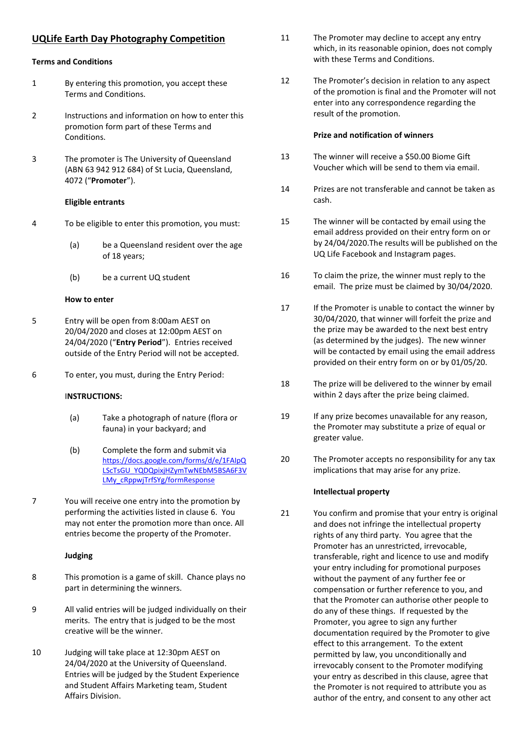# UQLife Earth Day Photography Competition

**Terms and Conditions**

1 By entering this promotion, you accept these Terms and Conditions.

2 Instructions and information on how to enter this promotion form part of these Terms and Conditions.

3 The promoter is The University of Queensland (ABN 63 942 912 684) of St Lucia, Queensland, 4072 ("**Promoter**").

**Eligible entrants**

4 To be eligible to enter this promotion, you must:

  (a) be a Queensland resident over the age of 18 years;

  (b) be a current UQ student

**How to enter**

5 Entry will be open from 8:00am AEST on 20/04/2020 and closes at 12:00pm AEST on 24/04/2020 ("**Entry Period**"). Entries received outside of the Entry Period will not be accepted.

6 To enter, you must, during the Entry Period:

**INSTRUCTIONS:**

  (a) Take a photograph of nature (flora or fauna) in your backyard; and

  (b) Complete the form and submit via https://docs.google.com/forms/d/e/1FAIpQLScTsGU_YQDQpixjHZymTwNEbM5BSA6F3VLMy_cRppwjTrfSYg/formResponse

7 You will receive one entry into the promotion by performing the activities listed in clause 6. You may not enter the promotion more than once. All entries become the property of the Promoter.

**Judging**

8 This promotion is a game of skill. Chance plays no part in determining the winners.

9 All valid entries will be judged individually on their merits. The entry that is judged to be the most creative will be the winner.

10 Judging will take place at 12:30pm AEST on 24/04/2020 at the University of Queensland. Entries will be judged by the Student Experience and Student Affairs Marketing team, Student Affairs Division.

11 The Promoter may decline to accept any entry which, in its reasonable opinion, does not comply with these Terms and Conditions.

12 The Promoter's decision in relation to any aspect of the promotion is final and the Promoter will not enter into any correspondence regarding the result of the promotion.

**Prize and notification of winners**

13 The winner will receive a $50.00 Biome Gift Voucher which will be send to them via email.

14 Prizes are not transferable and cannot be taken as cash.

15 The winner will be contacted by email using the email address provided on their entry form on or by 24/04/2020.The results will be published on the UQ Life Facebook and Instagram pages.

16 To claim the prize, the winner must reply to the email. The prize must be claimed by 30/04/2020.

17 If the Promoter is unable to contact the winner by 30/04/2020, that winner will forfeit the prize and the prize may be awarded to the next best entry (as determined by the judges). The new winner will be contacted by email using the email address provided on their entry form on or by 01/05/20.

18 The prize will be delivered to the winner by email within 2 days after the prize being claimed.

19 If any prize becomes unavailable for any reason, the Promoter may substitute a prize of equal or greater value.

20 The Promoter accepts no responsibility for any tax implications that may arise for any prize.

**Intellectual property**

21 You confirm and promise that your entry is original and does not infringe the intellectual property rights of any third party. You agree that the Promoter has an unrestricted, irrevocable, transferable, right and licence to use and modify your entry including for promotional purposes without the payment of any further fee or compensation or further reference to you, and that the Promoter can authorise other people to do any of these things. If requested by the Promoter, you agree to sign any further documentation required by the Promoter to give effect to this arrangement. To the extent permitted by law, you unconditionally and irrevocably consent to the Promoter modifying your entry as described in this clause, agree that the Promoter is not required to attribute you as author of the entry, and consent to any other act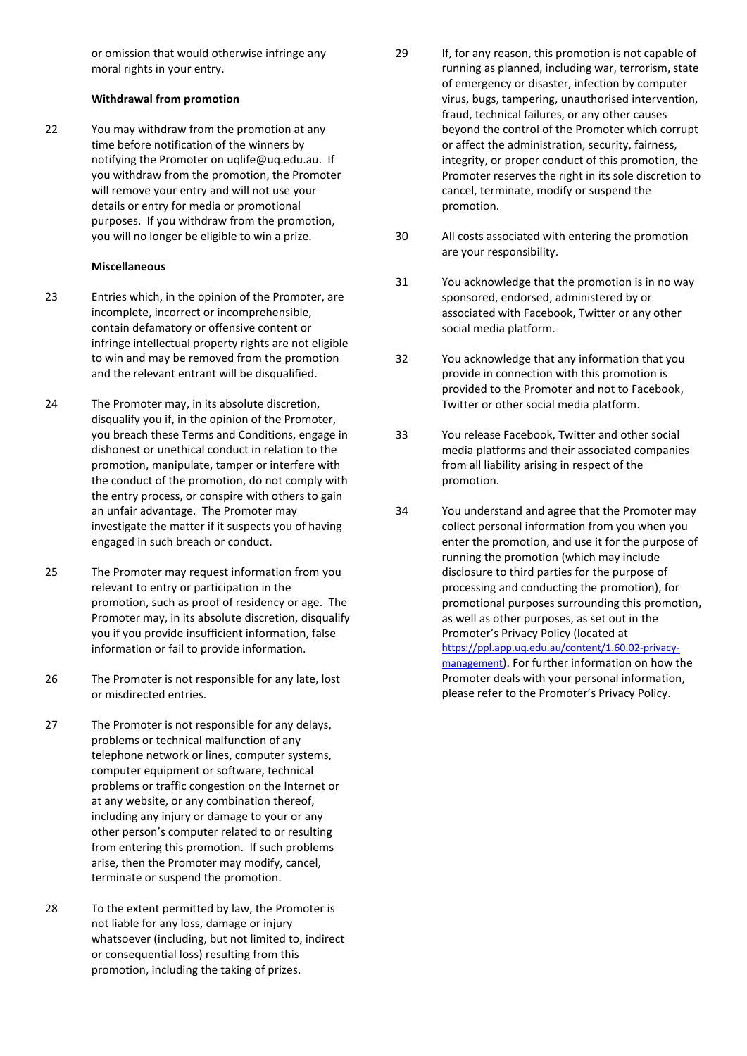or omission that would otherwise infringe any moral rights in your entry.

**Withdrawal from promotion**

22 You may withdraw from the promotion at any time before notification of the winners by notifying the Promoter on uqlife@uq.edu.au. If you withdraw from the promotion, the Promoter will remove your entry and will not use your details or entry for media or promotional purposes. If you withdraw from the promotion, you will no longer be eligible to win a prize.

**Miscellaneous**

23 Entries which, in the opinion of the Promoter, are incomplete, incorrect or incomprehensible, contain defamatory or offensive content or infringe intellectual property rights are not eligible to win and may be removed from the promotion and the relevant entrant will be disqualified.

24 The Promoter may, in its absolute discretion, disqualify you if, in the opinion of the Promoter, you breach these Terms and Conditions, engage in dishonest or unethical conduct in relation to the promotion, manipulate, tamper or interfere with the conduct of the promotion, do not comply with the entry process, or conspire with others to gain an unfair advantage. The Promoter may investigate the matter if it suspects you of having engaged in such breach or conduct.

25 The Promoter may request information from you relevant to entry or participation in the promotion, such as proof of residency or age. The Promoter may, in its absolute discretion, disqualify you if you provide insufficient information, false information or fail to provide information.

26 The Promoter is not responsible for any late, lost or misdirected entries.

27 The Promoter is not responsible for any delays, problems or technical malfunction of any telephone network or lines, computer systems, computer equipment or software, technical problems or traffic congestion on the Internet or at any website, or any combination thereof, including any injury or damage to your or any other person's computer related to or resulting from entering this promotion. If such problems arise, then the Promoter may modify, cancel, terminate or suspend the promotion.

28 To the extent permitted by law, the Promoter is not liable for any loss, damage or injury whatsoever (including, but not limited to, indirect or consequential loss) resulting from this promotion, including the taking of prizes.

29 If, for any reason, this promotion is not capable of running as planned, including war, terrorism, state of emergency or disaster, infection by computer virus, bugs, tampering, unauthorised intervention, fraud, technical failures, or any other causes beyond the control of the Promoter which corrupt or affect the administration, security, fairness, integrity, or proper conduct of this promotion, the Promoter reserves the right in its sole discretion to cancel, terminate, modify or suspend the promotion.

30 All costs associated with entering the promotion are your responsibility.

31 You acknowledge that the promotion is in no way sponsored, endorsed, administered by or associated with Facebook, Twitter or any other social media platform.

32 You acknowledge that any information that you provide in connection with this promotion is provided to the Promoter and not to Facebook, Twitter or other social media platform.

33 You release Facebook, Twitter and other social media platforms and their associated companies from all liability arising in respect of the promotion.

34 You understand and agree that the Promoter may collect personal information from you when you enter the promotion, and use it for the purpose of running the promotion (which may include disclosure to third parties for the purpose of processing and conducting the promotion), for promotional purposes surrounding this promotion, as well as other purposes, as set out in the Promoter's Privacy Policy (located at https://ppl.app.uq.edu.au/content/1.60.02-privacy-management). For further information on how the Promoter deals with your personal information, please refer to the Promoter's Privacy Policy.